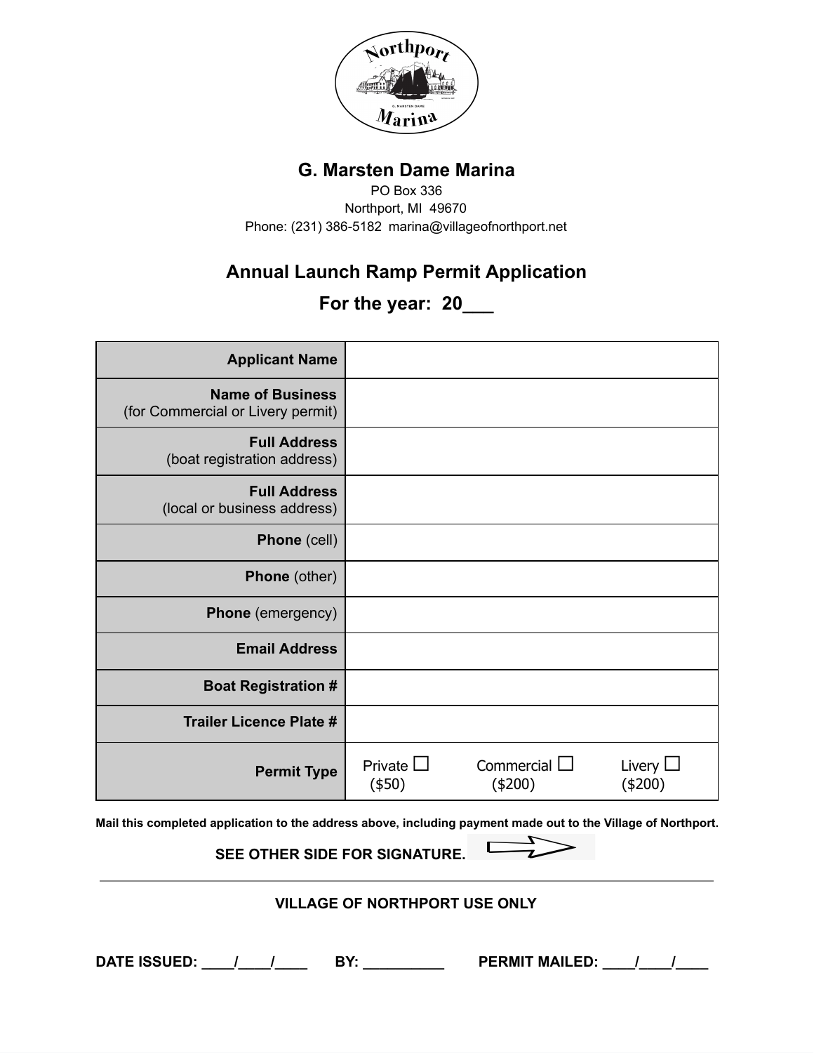# G. Marsten Dame Marina

PO Box 336
Northport, MI 49670
Phone: (231) 386-5182 marina@villageofnorthport.net

## Annual Launch Ramp Permit Application

## For the year: 20___

| | |
|---|---|
| **Applicant Name** | |
| **Name of Business** (for Commercial or Livery permit) | |
| **Full Address** (boat registration address) | |
| **Full Address** (local or business address) | |
| **Phone** (cell) | |
| **Phone** (other) | |
| **Phone** (emergency) | |
| **Email Address** | |
| **Boat Registration #** | |
| **Trailer Licence Plate #** | |
| **Permit Type** | Private ☐ ($50) Commercial ☐ ($200) Livery ☐ ($200) |

**Mail this completed application to the address above, including payment made out to the Village of Northport.**

**SEE OTHER SIDE FOR SIGNATURE.** ⇨

---

**VILLAGE OF NORTHPORT USE ONLY**

**DATE ISSUED: ____/____/____ BY: __________ PERMIT MAILED: ____/____/____**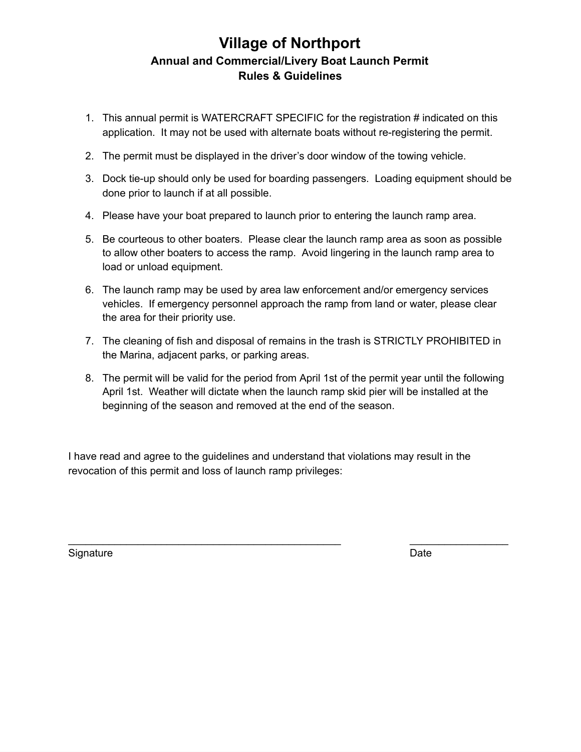# Village of Northport

### Annual and Commercial/Livery Boat Launch Permit

### Rules & Guidelines

1. This annual permit is WATERCRAFT SPECIFIC for the registration # indicated on this application. It may not be used with alternate boats without re-registering the permit.
2. The permit must be displayed in the driver's door window of the towing vehicle.
3. Dock tie-up should only be used for boarding passengers. Loading equipment should be done prior to launch if at all possible.
4. Please have your boat prepared to launch prior to entering the launch ramp area.
5. Be courteous to other boaters. Please clear the launch ramp area as soon as possible to allow other boaters to access the ramp. Avoid lingering in the launch ramp area to load or unload equipment.
6. The launch ramp may be used by area law enforcement and/or emergency services vehicles. If emergency personnel approach the ramp from land or water, please clear the area for their priority use.
7. The cleaning of fish and disposal of remains in the trash is STRICTLY PROHIBITED in the Marina, adjacent parks, or parking areas.
8. The permit will be valid for the period from April 1st of the permit year until the following April 1st. Weather will dictate when the launch ramp skid pier will be installed at the beginning of the season and removed at the end of the season.

I have read and agree to the guidelines and understand that violations may result in the revocation of this permit and loss of launch ramp privileges:

_________________________________________________ _________________

Signature Date